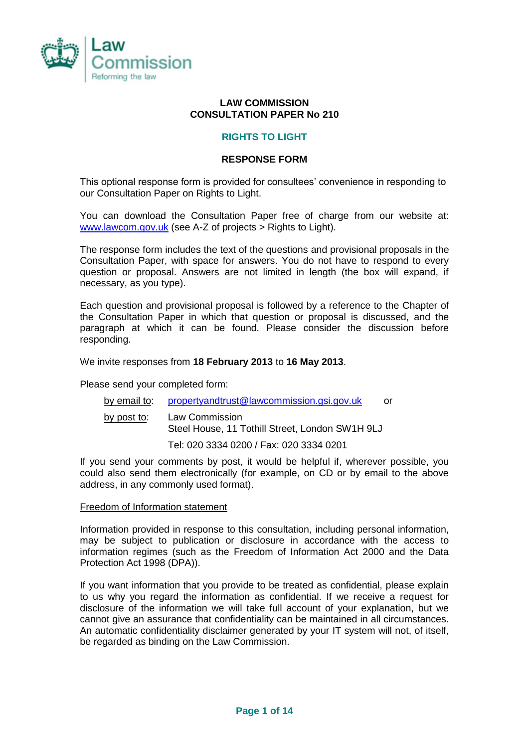Law Commission
Reforming the law

# LAW COMMISSION
# CONSULTATION PAPER No 210

## RIGHTS TO LIGHT

## RESPONSE FORM

This optional response form is provided for consultees' convenience in responding to our Consultation Paper on Rights to Light.

You can download the Consultation Paper free of charge from our website at: www.lawcom.gov.uk (see A-Z of projects > Rights to Light).

The response form includes the text of the questions and provisional proposals in the Consultation Paper, with space for answers. You do not have to respond to every question or proposal. Answers are not limited in length (the box will expand, if necessary, as you type).

Each question and provisional proposal is followed by a reference to the Chapter of the Consultation Paper in which that question or proposal is discussed, and the paragraph at which it can be found. Please consider the discussion before responding.

We invite responses from **18 February 2013** to **16 May 2013**.

Please send your completed form:

by email to: propertyandtrust@lawcommission.gsi.gov.uk or

by post to: Law Commission
Steel House, 11 Tothill Street, London SW1H 9LJ

Tel: 020 3334 0200 / Fax: 020 3334 0201

If you send your comments by post, it would be helpful if, wherever possible, you could also send them electronically (for example, on CD or by email to the above address, in any commonly used format).

Freedom of Information statement

Information provided in response to this consultation, including personal information, may be subject to publication or disclosure in accordance with the access to information regimes (such as the Freedom of Information Act 2000 and the Data Protection Act 1998 (DPA)).

If you want information that you provide to be treated as confidential, please explain to us why you regard the information as confidential. If we receive a request for disclosure of the information we will take full account of your explanation, but we cannot give an assurance that confidentiality can be maintained in all circumstances. An automatic confidentiality disclaimer generated by your IT system will not, of itself, be regarded as binding on the Law Commission.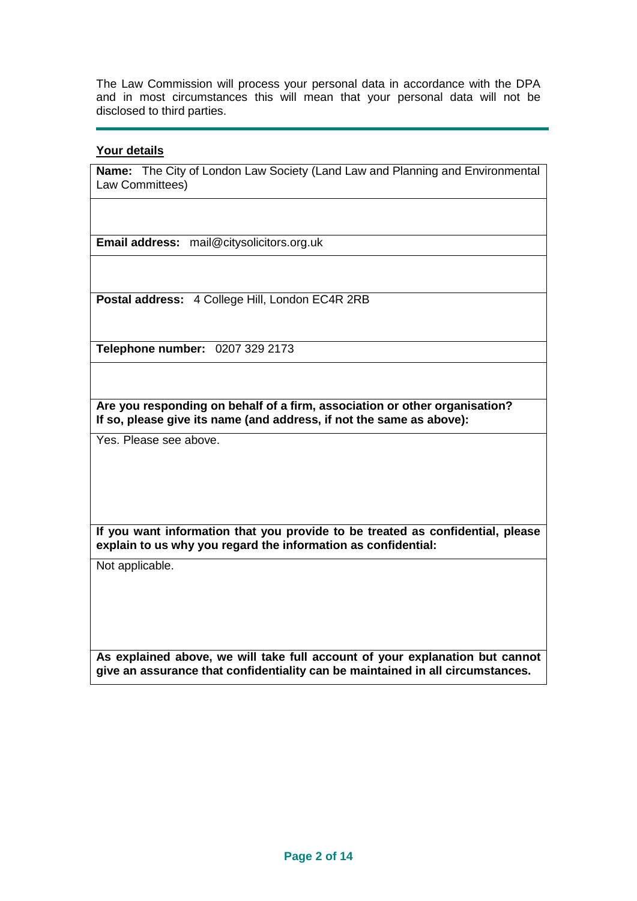The Law Commission will process your personal data in accordance with the DPA and in most circumstances this will mean that your personal data will not be disclosed to third parties.

---

## Your details

**Name:** The City of London Law Society (Land Law and Planning and Environmental Law Committees)

**Email address:** mail@citysolicitors.org.uk

**Postal address:** 4 College Hill, London EC4R 2RB

**Telephone number:** 0207 329 2173

**Are you responding on behalf of a firm, association or other organisation? If so, please give its name (and address, if not the same as above):**

Yes. Please see above.

**If you want information that you provide to be treated as confidential, please explain to us why you regard the information as confidential:**

Not applicable.

**As explained above, we will take full account of your explanation but cannot give an assurance that confidentiality can be maintained in all circumstances.**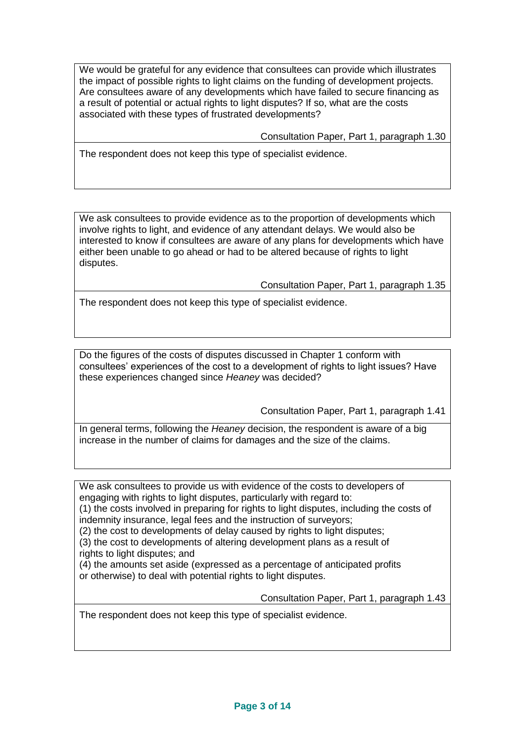We would be grateful for any evidence that consultees can provide which illustrates the impact of possible rights to light claims on the funding of development projects. Are consultees aware of any developments which have failed to secure financing as a result of potential or actual rights to light disputes? If so, what are the costs associated with these types of frustrated developments?

Consultation Paper, Part 1, paragraph 1.30

The respondent does not keep this type of specialist evidence.

---

We ask consultees to provide evidence as to the proportion of developments which involve rights to light, and evidence of any attendant delays. We would also be interested to know if consultees are aware of any plans for developments which have either been unable to go ahead or had to be altered because of rights to light disputes.

Consultation Paper, Part 1, paragraph 1.35

The respondent does not keep this type of specialist evidence.

---

Do the figures of the costs of disputes discussed in Chapter 1 conform with consultees' experiences of the cost to a development of rights to light issues? Have these experiences changed since *Heaney* was decided?

Consultation Paper, Part 1, paragraph 1.41

In general terms, following the *Heaney* decision, the respondent is aware of a big increase in the number of claims for damages and the size of the claims.

---

We ask consultees to provide us with evidence of the costs to developers of engaging with rights to light disputes, particularly with regard to:

(1) the costs involved in preparing for rights to light disputes, including the costs of indemnity insurance, legal fees and the instruction of surveyors;

(2) the cost to developments of delay caused by rights to light disputes;

(3) the cost to developments of altering development plans as a result of rights to light disputes; and

(4) the amounts set aside (expressed as a percentage of anticipated profits or otherwise) to deal with potential rights to light disputes.

Consultation Paper, Part 1, paragraph 1.43

The respondent does not keep this type of specialist evidence.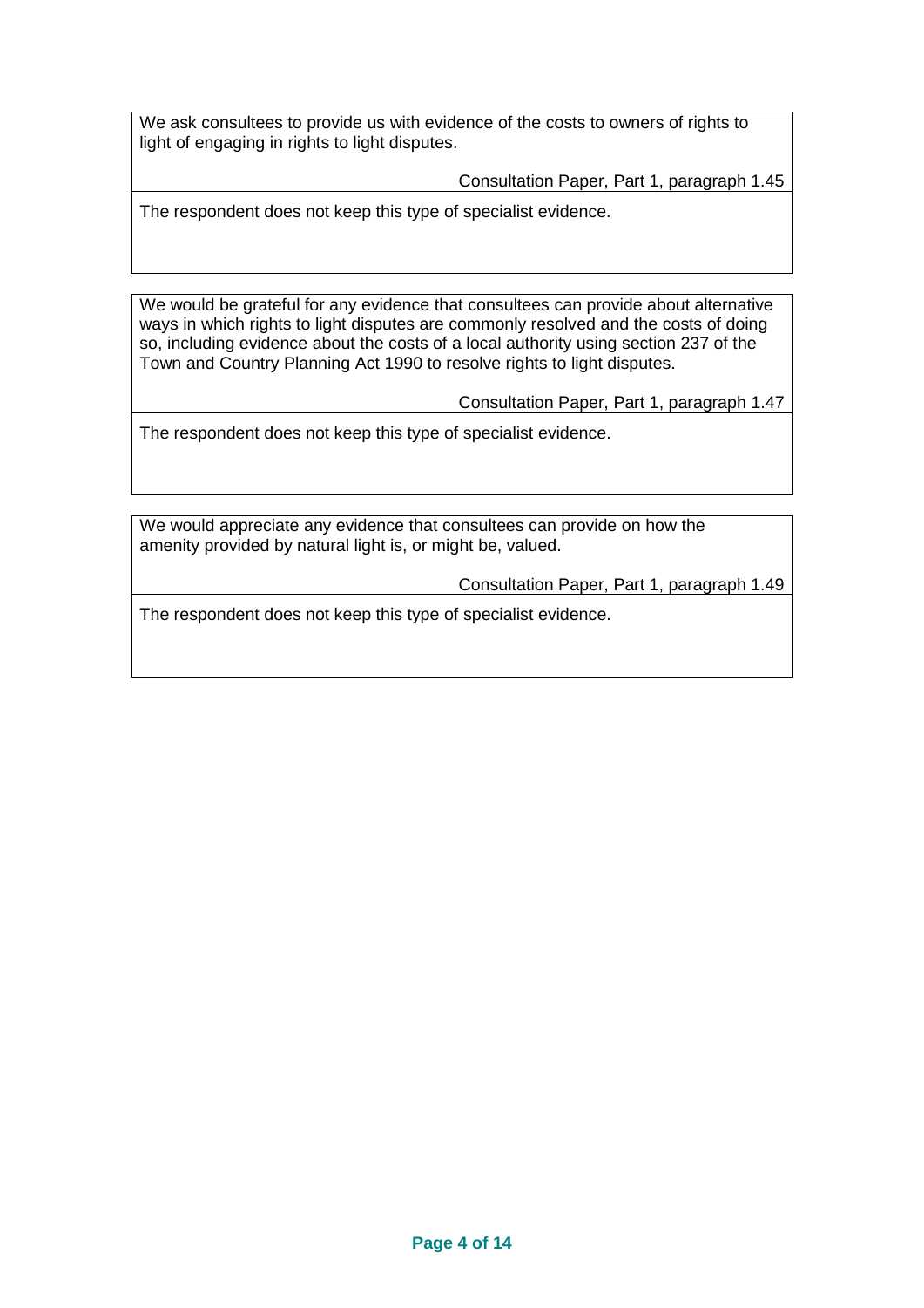We ask consultees to provide us with evidence of the costs to owners of rights to light of engaging in rights to light disputes.

Consultation Paper, Part 1, paragraph 1.45

The respondent does not keep this type of specialist evidence.

---

We would be grateful for any evidence that consultees can provide about alternative ways in which rights to light disputes are commonly resolved and the costs of doing so, including evidence about the costs of a local authority using section 237 of the Town and Country Planning Act 1990 to resolve rights to light disputes.

Consultation Paper, Part 1, paragraph 1.47

The respondent does not keep this type of specialist evidence.

---

We would appreciate any evidence that consultees can provide on how the amenity provided by natural light is, or might be, valued.

Consultation Paper, Part 1, paragraph 1.49

The respondent does not keep this type of specialist evidence.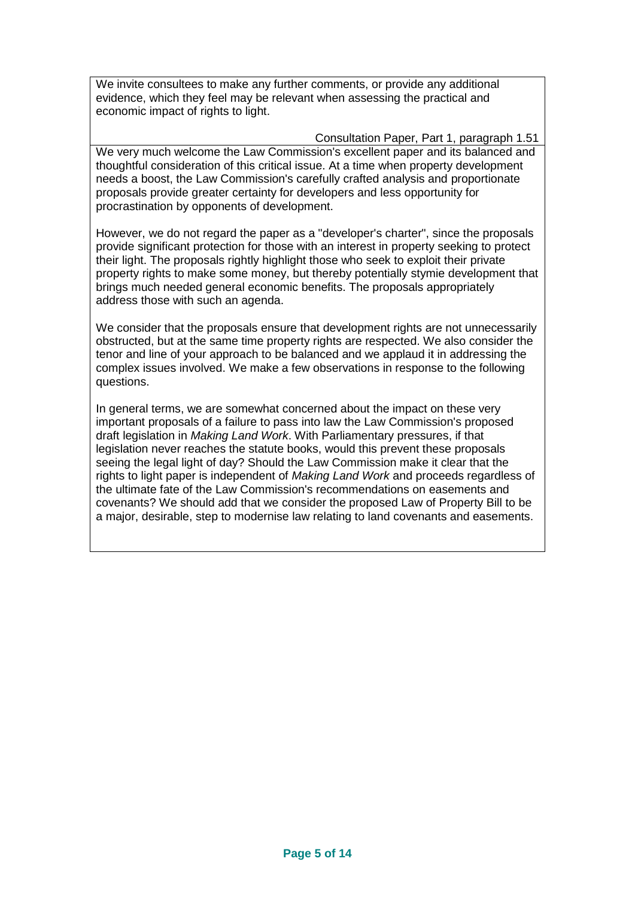We invite consultees to make any further comments, or provide any additional evidence, which they feel may be relevant when assessing the practical and economic impact of rights to light.

Consultation Paper, Part 1, paragraph 1.51

We very much welcome the Law Commission's excellent paper and its balanced and thoughtful consideration of this critical issue. At a time when property development needs a boost, the Law Commission's carefully crafted analysis and proportionate proposals provide greater certainty for developers and less opportunity for procrastination by opponents of development.

However, we do not regard the paper as a "developer's charter", since the proposals provide significant protection for those with an interest in property seeking to protect their light. The proposals rightly highlight those who seek to exploit their private property rights to make some money, but thereby potentially stymie development that brings much needed general economic benefits. The proposals appropriately address those with such an agenda.

We consider that the proposals ensure that development rights are not unnecessarily obstructed, but at the same time property rights are respected. We also consider the tenor and line of your approach to be balanced and we applaud it in addressing the complex issues involved. We make a few observations in response to the following questions.

In general terms, we are somewhat concerned about the impact on these very important proposals of a failure to pass into law the Law Commission's proposed draft legislation in *Making Land Work*. With Parliamentary pressures, if that legislation never reaches the statute books, would this prevent these proposals seeing the legal light of day? Should the Law Commission make it clear that the rights to light paper is independent of *Making Land Work* and proceeds regardless of the ultimate fate of the Law Commission's recommendations on easements and covenants? We should add that we consider the proposed Law of Property Bill to be a major, desirable, step to modernise law relating to land covenants and easements.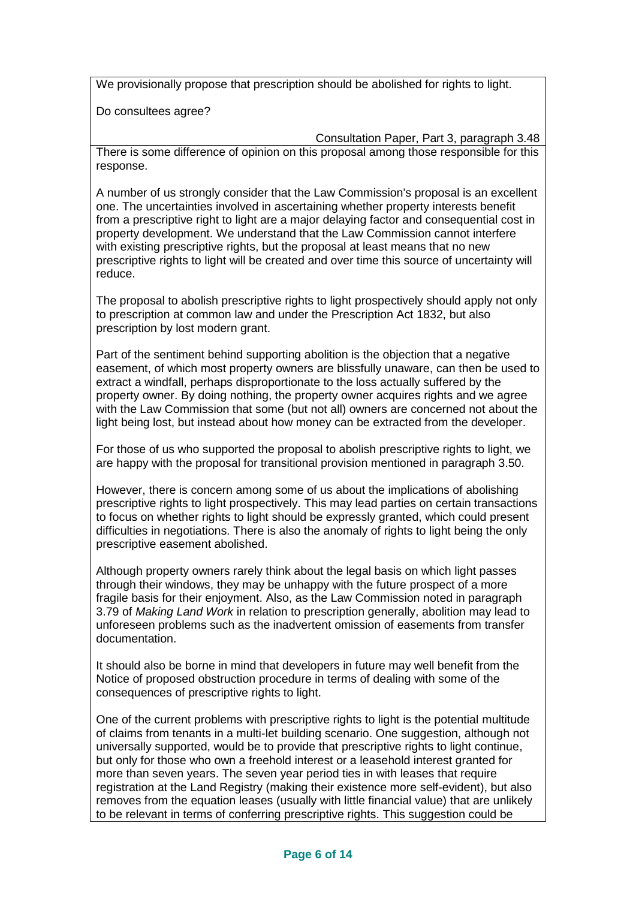We provisionally propose that prescription should be abolished for rights to light.

Do consultees agree?

Consultation Paper, Part 3, paragraph 3.48

There is some difference of opinion on this proposal among those responsible for this response.

A number of us strongly consider that the Law Commission's proposal is an excellent one. The uncertainties involved in ascertaining whether property interests benefit from a prescriptive right to light are a major delaying factor and consequential cost in property development. We understand that the Law Commission cannot interfere with existing prescriptive rights, but the proposal at least means that no new prescriptive rights to light will be created and over time this source of uncertainty will reduce.

The proposal to abolish prescriptive rights to light prospectively should apply not only to prescription at common law and under the Prescription Act 1832, but also prescription by lost modern grant.

Part of the sentiment behind supporting abolition is the objection that a negative easement, of which most property owners are blissfully unaware, can then be used to extract a windfall, perhaps disproportionate to the loss actually suffered by the property owner. By doing nothing, the property owner acquires rights and we agree with the Law Commission that some (but not all) owners are concerned not about the light being lost, but instead about how money can be extracted from the developer.

For those of us who supported the proposal to abolish prescriptive rights to light, we are happy with the proposal for transitional provision mentioned in paragraph 3.50.

However, there is concern among some of us about the implications of abolishing prescriptive rights to light prospectively. This may lead parties on certain transactions to focus on whether rights to light should be expressly granted, which could present difficulties in negotiations. There is also the anomaly of rights to light being the only prescriptive easement abolished.

Although property owners rarely think about the legal basis on which light passes through their windows, they may be unhappy with the future prospect of a more fragile basis for their enjoyment. Also, as the Law Commission noted in paragraph 3.79 of *Making Land Work* in relation to prescription generally, abolition may lead to unforeseen problems such as the inadvertent omission of easements from transfer documentation.

It should also be borne in mind that developers in future may well benefit from the Notice of proposed obstruction procedure in terms of dealing with some of the consequences of prescriptive rights to light.

One of the current problems with prescriptive rights to light is the potential multitude of claims from tenants in a multi-let building scenario. One suggestion, although not universally supported, would be to provide that prescriptive rights to light continue, but only for those who own a freehold interest or a leasehold interest granted for more than seven years. The seven year period ties in with leases that require registration at the Land Registry (making their existence more self-evident), but also removes from the equation leases (usually with little financial value) that are unlikely to be relevant in terms of conferring prescriptive rights. This suggestion could be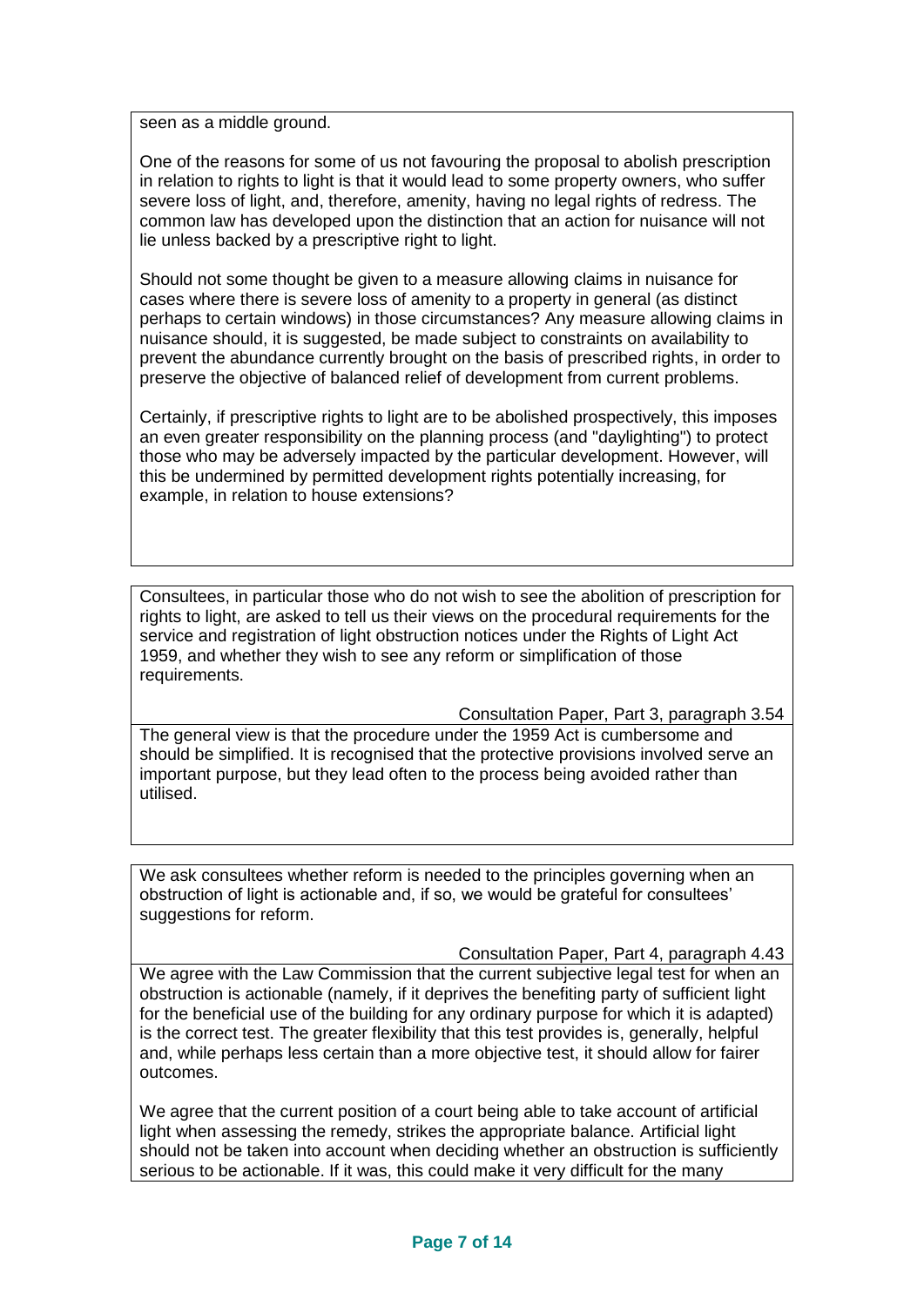seen as a middle ground.

One of the reasons for some of us not favouring the proposal to abolish prescription in relation to rights to light is that it would lead to some property owners, who suffer severe loss of light, and, therefore, amenity, having no legal rights of redress. The common law has developed upon the distinction that an action for nuisance will not lie unless backed by a prescriptive right to light.

Should not some thought be given to a measure allowing claims in nuisance for cases where there is severe loss of amenity to a property in general (as distinct perhaps to certain windows) in those circumstances? Any measure allowing claims in nuisance should, it is suggested, be made subject to constraints on availability to prevent the abundance currently brought on the basis of prescribed rights, in order to preserve the objective of balanced relief of development from current problems.

Certainly, if prescriptive rights to light are to be abolished prospectively, this imposes an even greater responsibility on the planning process (and "daylighting") to protect those who may be adversely impacted by the particular development. However, will this be undermined by permitted development rights potentially increasing, for example, in relation to house extensions?

---

Consultees, in particular those who do not wish to see the abolition of prescription for rights to light, are asked to tell us their views on the procedural requirements for the service and registration of light obstruction notices under the Rights of Light Act 1959, and whether they wish to see any reform or simplification of those requirements.

Consultation Paper, Part 3, paragraph 3.54

The general view is that the procedure under the 1959 Act is cumbersome and should be simplified. It is recognised that the protective provisions involved serve an important purpose, but they lead often to the process being avoided rather than utilised.

---

We ask consultees whether reform is needed to the principles governing when an obstruction of light is actionable and, if so, we would be grateful for consultees' suggestions for reform.

Consultation Paper, Part 4, paragraph 4.43

We agree with the Law Commission that the current subjective legal test for when an obstruction is actionable (namely, if it deprives the benefiting party of sufficient light for the beneficial use of the building for any ordinary purpose for which it is adapted) is the correct test. The greater flexibility that this test provides is, generally, helpful and, while perhaps less certain than a more objective test, it should allow for fairer outcomes.

We agree that the current position of a court being able to take account of artificial light when assessing the remedy, strikes the appropriate balance. Artificial light should not be taken into account when deciding whether an obstruction is sufficiently serious to be actionable. If it was, this could make it very difficult for the many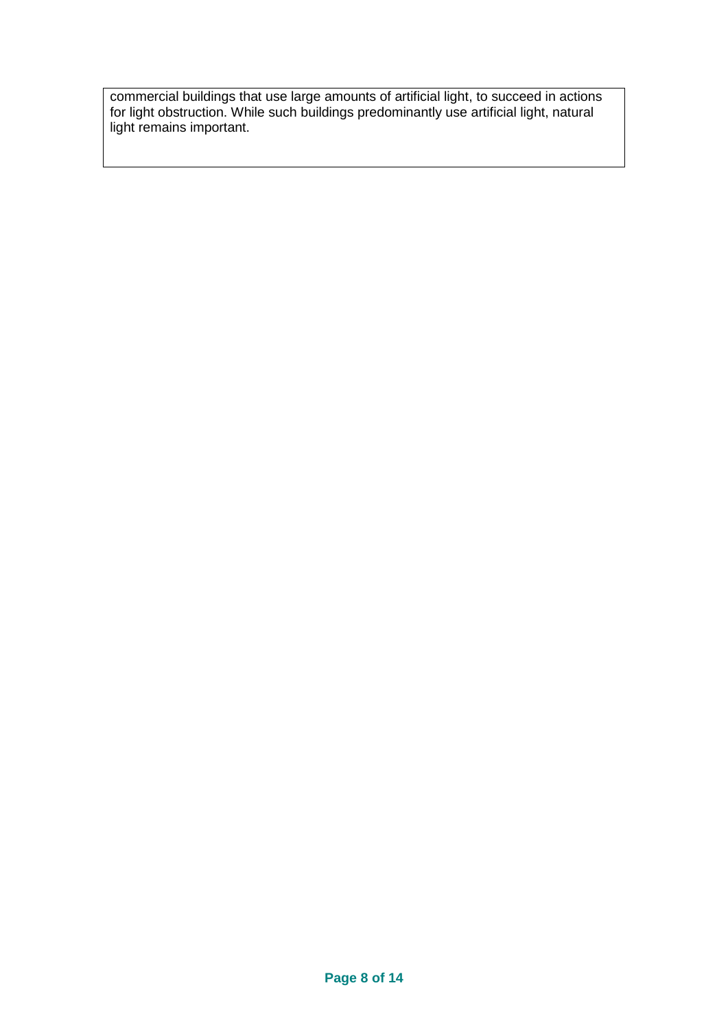commercial buildings that use large amounts of artificial light, to succeed in actions for light obstruction. While such buildings predominantly use artificial light, natural light remains important.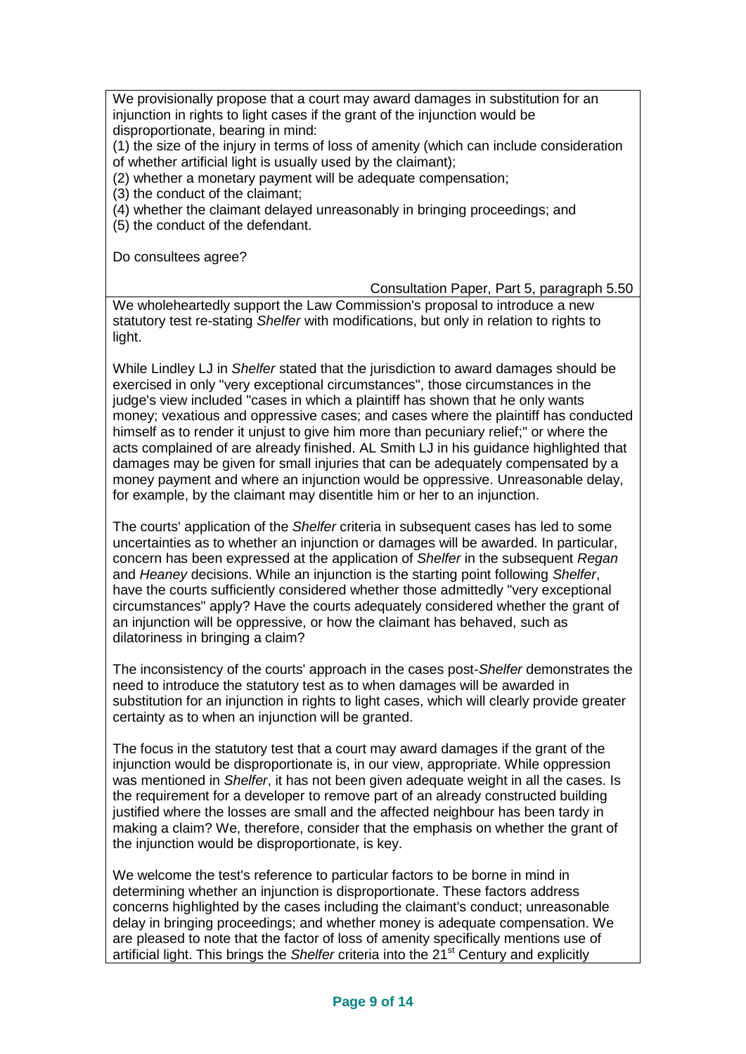We provisionally propose that a court may award damages in substitution for an injunction in rights to light cases if the grant of the injunction would be disproportionate, bearing in mind:

(1) the size of the injury in terms of loss of amenity (which can include consideration of whether artificial light is usually used by the claimant);

(2) whether a monetary payment will be adequate compensation;

(3) the conduct of the claimant;

(4) whether the claimant delayed unreasonably in bringing proceedings; and

(5) the conduct of the defendant.

Do consultees agree?

Consultation Paper, Part 5, paragraph 5.50

We wholeheartedly support the Law Commission's proposal to introduce a new statutory test re-stating *Shelfer* with modifications, but only in relation to rights to light.

While Lindley LJ in *Shelfer* stated that the jurisdiction to award damages should be exercised in only "very exceptional circumstances", those circumstances in the judge's view included "cases in which a plaintiff has shown that he only wants money; vexatious and oppressive cases; and cases where the plaintiff has conducted himself as to render it unjust to give him more than pecuniary relief;" or where the acts complained of are already finished. AL Smith LJ in his guidance highlighted that damages may be given for small injuries that can be adequately compensated by a money payment and where an injunction would be oppressive. Unreasonable delay, for example, by the claimant may disentitle him or her to an injunction.

The courts' application of the *Shelfer* criteria in subsequent cases has led to some uncertainties as to whether an injunction or damages will be awarded. In particular, concern has been expressed at the application of *Shelfer* in the subsequent *Regan* and *Heaney* decisions. While an injunction is the starting point following *Shelfer*, have the courts sufficiently considered whether those admittedly "very exceptional circumstances" apply? Have the courts adequately considered whether the grant of an injunction will be oppressive, or how the claimant has behaved, such as dilatoriness in bringing a claim?

The inconsistency of the courts' approach in the cases post-*Shelfer* demonstrates the need to introduce the statutory test as to when damages will be awarded in substitution for an injunction in rights to light cases, which will clearly provide greater certainty as to when an injunction will be granted.

The focus in the statutory test that a court may award damages if the grant of the injunction would be disproportionate is, in our view, appropriate. While oppression was mentioned in *Shelfer*, it has not been given adequate weight in all the cases. Is the requirement for a developer to remove part of an already constructed building justified where the losses are small and the affected neighbour has been tardy in making a claim? We, therefore, consider that the emphasis on whether the grant of the injunction would be disproportionate, is key.

We welcome the test's reference to particular factors to be borne in mind in determining whether an injunction is disproportionate. These factors address concerns highlighted by the cases including the claimant's conduct; unreasonable delay in bringing proceedings; and whether money is adequate compensation. We are pleased to note that the factor of loss of amenity specifically mentions use of artificial light. This brings the *Shelfer* criteria into the 21st Century and explicitly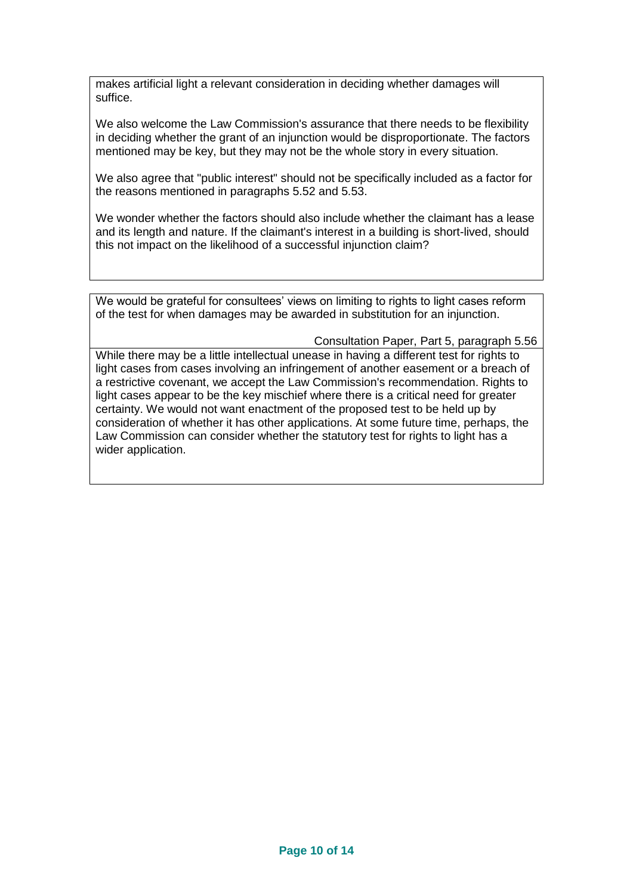makes artificial light a relevant consideration in deciding whether damages will suffice.

We also welcome the Law Commission's assurance that there needs to be flexibility in deciding whether the grant of an injunction would be disproportionate. The factors mentioned may be key, but they may not be the whole story in every situation.

We also agree that "public interest" should not be specifically included as a factor for the reasons mentioned in paragraphs 5.52 and 5.53.

We wonder whether the factors should also include whether the claimant has a lease and its length and nature. If the claimant's interest in a building is short-lived, should this not impact on the likelihood of a successful injunction claim?

---

We would be grateful for consultees' views on limiting to rights to light cases reform of the test for when damages may be awarded in substitution for an injunction.

Consultation Paper, Part 5, paragraph 5.56

While there may be a little intellectual unease in having a different test for rights to light cases from cases involving an infringement of another easement or a breach of a restrictive covenant, we accept the Law Commission's recommendation. Rights to light cases appear to be the key mischief where there is a critical need for greater certainty. We would not want enactment of the proposed test to be held up by consideration of whether it has other applications. At some future time, perhaps, the Law Commission can consider whether the statutory test for rights to light has a wider application.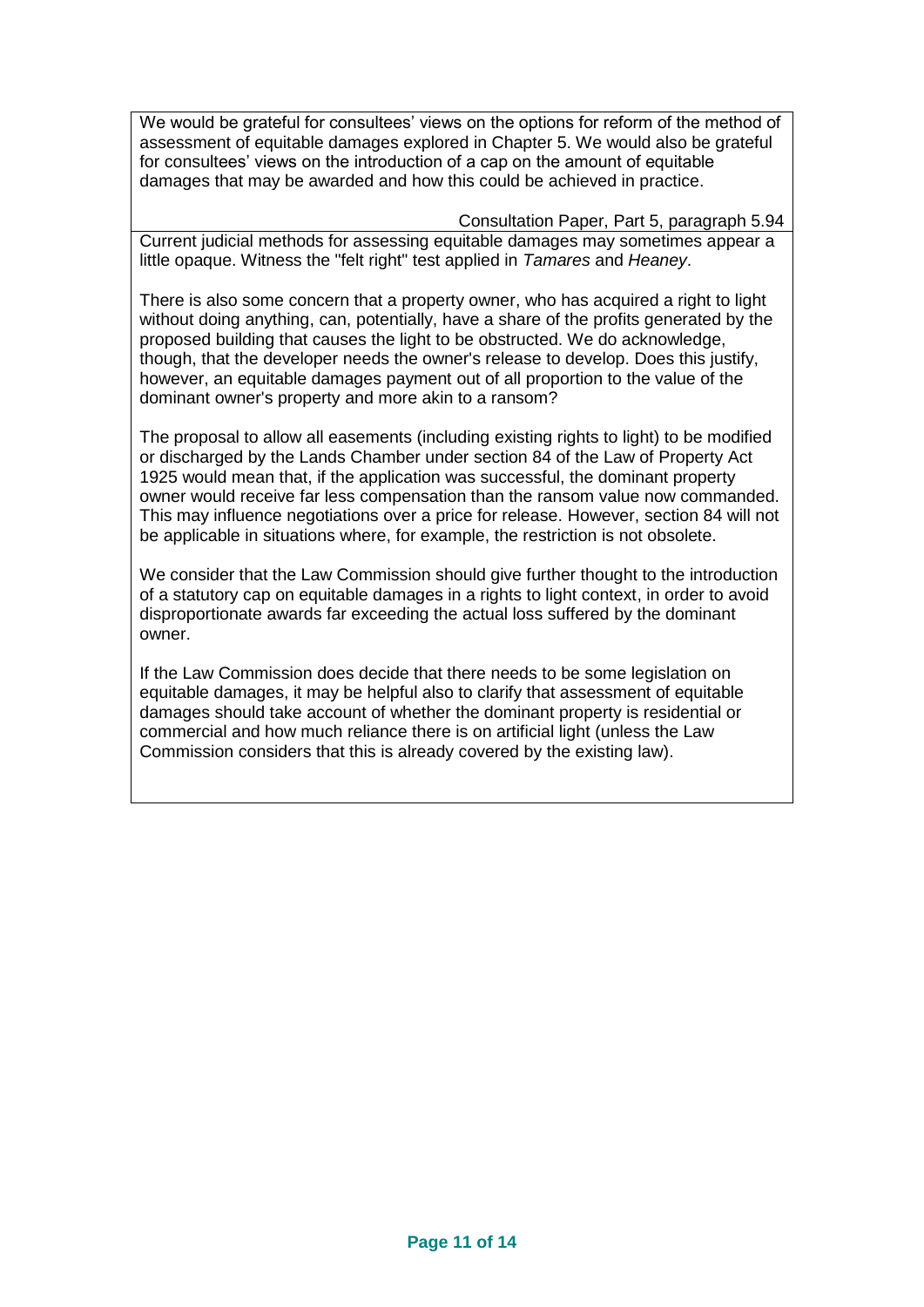| We would be grateful for consultees' views on the options for reform of the method of assessment of equitable damages explored in Chapter 5. We would also be grateful for consultees' views on the introduction of a cap on the amount of equitable damages that may be awarded and how this could be achieved in practice.<br><br>Consultation Paper, Part 5, paragraph 5.94 |
|---|
| Current judicial methods for assessing equitable damages may sometimes appear a little opaque. Witness the "felt right" test applied in *Tamares* and *Heaney*.<br><br>There is also some concern that a property owner, who has acquired a right to light without doing anything, can, potentially, have a share of the profits generated by the proposed building that causes the light to be obstructed. We do acknowledge, though, that the developer needs the owner's release to develop. Does this justify, however, an equitable damages payment out of all proportion to the value of the dominant owner's property and more akin to a ransom?<br><br>The proposal to allow all easements (including existing rights to light) to be modified or discharged by the Lands Chamber under section 84 of the Law of Property Act 1925 would mean that, if the application was successful, the dominant property owner would receive far less compensation than the ransom value now commanded. This may influence negotiations over a price for release. However, section 84 will not be applicable in situations where, for example, the restriction is not obsolete.<br><br>We consider that the Law Commission should give further thought to the introduction of a statutory cap on equitable damages in a rights to light context, in order to avoid disproportionate awards far exceeding the actual loss suffered by the dominant owner.<br><br>If the Law Commission does decide that there needs to be some legislation on equitable damages, it may be helpful also to clarify that assessment of equitable damages should take account of whether the dominant property is residential or commercial and how much reliance there is on artificial light (unless the Law Commission considers that this is already covered by the existing law). |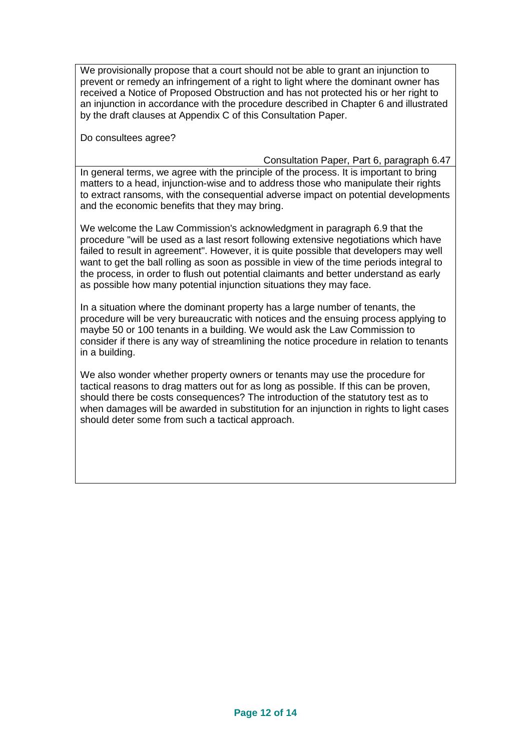We provisionally propose that a court should not be able to grant an injunction to prevent or remedy an infringement of a right to light where the dominant owner has received a Notice of Proposed Obstruction and has not protected his or her right to an injunction in accordance with the procedure described in Chapter 6 and illustrated by the draft clauses at Appendix C of this Consultation Paper.

Do consultees agree?

Consultation Paper, Part 6, paragraph 6.47

In general terms, we agree with the principle of the process. It is important to bring matters to a head, injunction-wise and to address those who manipulate their rights to extract ransoms, with the consequential adverse impact on potential developments and the economic benefits that they may bring.

We welcome the Law Commission's acknowledgment in paragraph 6.9 that the procedure "will be used as a last resort following extensive negotiations which have failed to result in agreement". However, it is quite possible that developers may well want to get the ball rolling as soon as possible in view of the time periods integral to the process, in order to flush out potential claimants and better understand as early as possible how many potential injunction situations they may face.

In a situation where the dominant property has a large number of tenants, the procedure will be very bureaucratic with notices and the ensuing process applying to maybe 50 or 100 tenants in a building. We would ask the Law Commission to consider if there is any way of streamlining the notice procedure in relation to tenants in a building.

We also wonder whether property owners or tenants may use the procedure for tactical reasons to drag matters out for as long as possible. If this can be proven, should there be costs consequences? The introduction of the statutory test as to when damages will be awarded in substitution for an injunction in rights to light cases should deter some from such a tactical approach.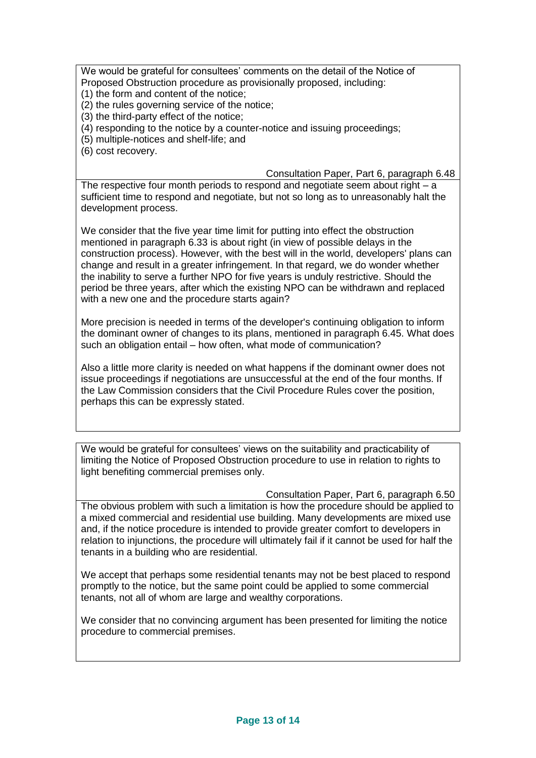We would be grateful for consultees' comments on the detail of the Notice of Proposed Obstruction procedure as provisionally proposed, including:

(1) the form and content of the notice;
(2) the rules governing service of the notice;
(3) the third-party effect of the notice;
(4) responding to the notice by a counter-notice and issuing proceedings;
(5) multiple-notices and shelf-life; and
(6) cost recovery.

Consultation Paper, Part 6, paragraph 6.48

The respective four month periods to respond and negotiate seem about right – a sufficient time to respond and negotiate, but not so long as to unreasonably halt the development process.

We consider that the five year time limit for putting into effect the obstruction mentioned in paragraph 6.33 is about right (in view of possible delays in the construction process). However, with the best will in the world, developers' plans can change and result in a greater infringement. In that regard, we do wonder whether the inability to serve a further NPO for five years is unduly restrictive. Should the period be three years, after which the existing NPO can be withdrawn and replaced with a new one and the procedure starts again?

More precision is needed in terms of the developer's continuing obligation to inform the dominant owner of changes to its plans, mentioned in paragraph 6.45. What does such an obligation entail – how often, what mode of communication?

Also a little more clarity is needed on what happens if the dominant owner does not issue proceedings if negotiations are unsuccessful at the end of the four months. If the Law Commission considers that the Civil Procedure Rules cover the position, perhaps this can be expressly stated.

---

We would be grateful for consultees' views on the suitability and practicability of limiting the Notice of Proposed Obstruction procedure to use in relation to rights to light benefiting commercial premises only.

Consultation Paper, Part 6, paragraph 6.50

The obvious problem with such a limitation is how the procedure should be applied to a mixed commercial and residential use building. Many developments are mixed use and, if the notice procedure is intended to provide greater comfort to developers in relation to injunctions, the procedure will ultimately fail if it cannot be used for half the tenants in a building who are residential.

We accept that perhaps some residential tenants may not be best placed to respond promptly to the notice, but the same point could be applied to some commercial tenants, not all of whom are large and wealthy corporations.

We consider that no convincing argument has been presented for limiting the notice procedure to commercial premises.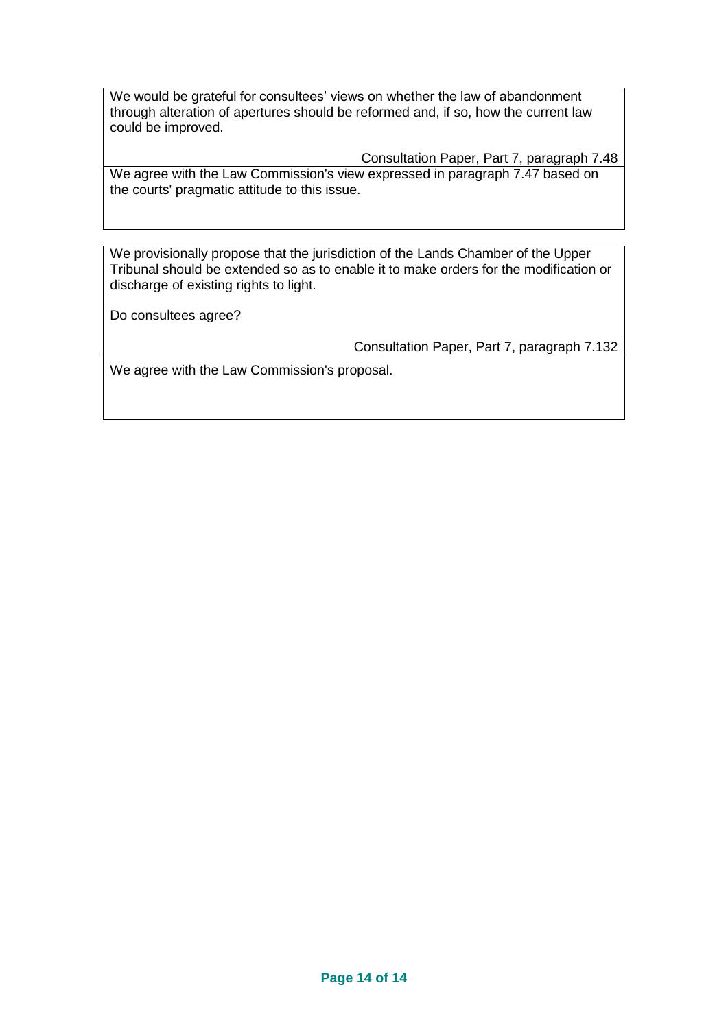| |
| --- |
| We would be grateful for consultees' views on whether the law of abandonment through alteration of apertures should be reformed and, if so, how the current law could be improved.<br><br>Consultation Paper, Part 7, paragraph 7.48 |
| We agree with the Law Commission's view expressed in paragraph 7.47 based on the courts' pragmatic attitude to this issue. |

| |
| --- |
| We provisionally propose that the jurisdiction of the Lands Chamber of the Upper Tribunal should be extended so as to enable it to make orders for the modification or discharge of existing rights to light.<br><br>Do consultees agree?<br><br>Consultation Paper, Part 7, paragraph 7.132 |
| We agree with the Law Commission's proposal. |